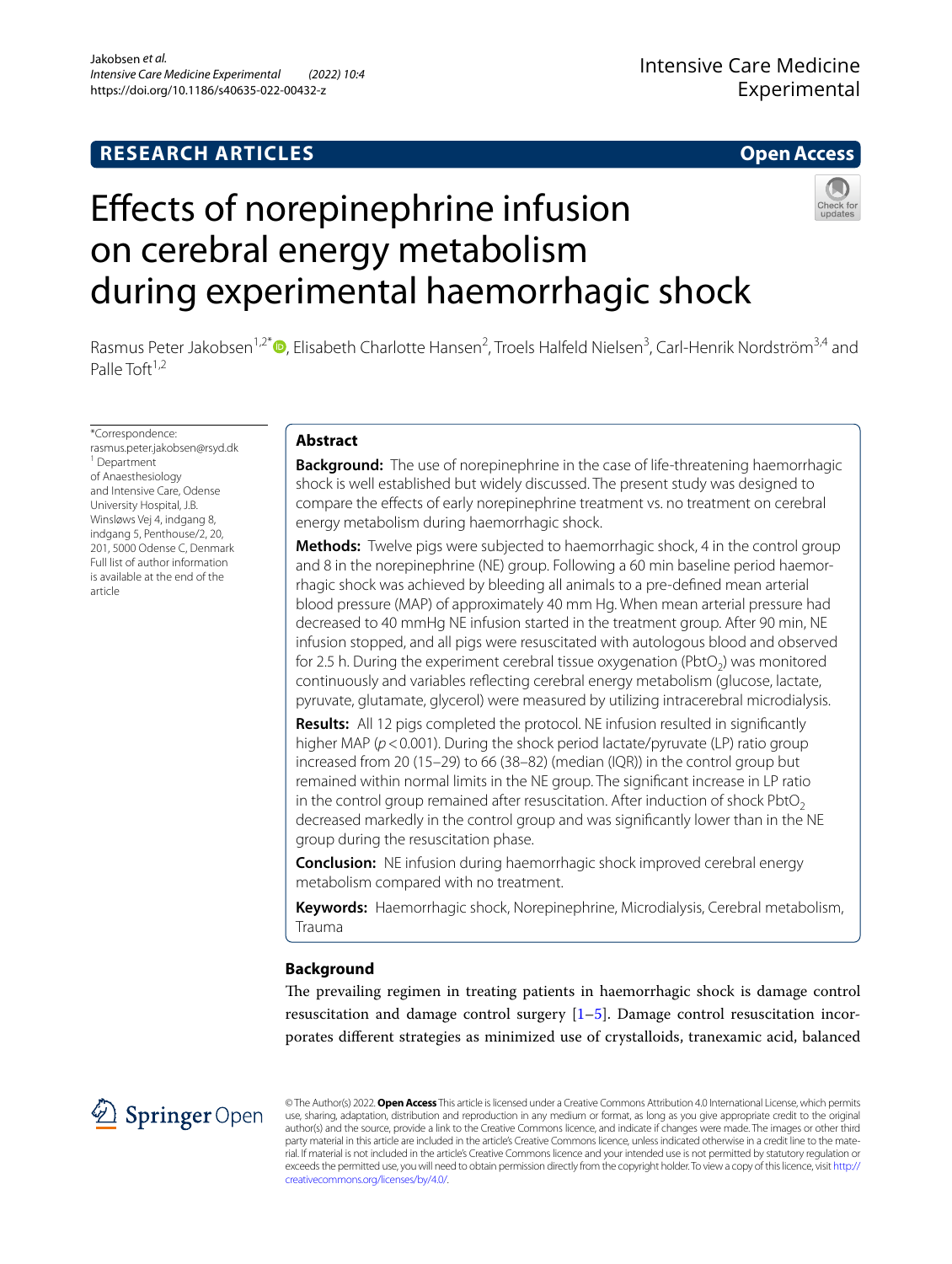RESEARCH ARTICLES

Open Access

# Effects of norepinephrine infusion on cerebral energy metabolism during experimental haemorrhagic shock

Rasmus Peter Jakobsen[1,2*], Elisabeth Charlotte Hansen[2], Troels Halfeld Nielsen[3], Carl-Henrik Nordström[3,4] and Palle Toft[1,2]

*Correspondence: rasmus.peter.jakobsen@rsyd.dk
[1] Department of Anaesthesiology and Intensive Care, Odense University Hospital, J.B. Winsløws Vej 4, indgang 8, indgang 5, Penthouse/2, 20, 201, 5000 Odense C, Denmark
Full list of author information is available at the end of the article

## Abstract

**Background:** The use of norepinephrine in the case of life-threatening haemorrhagic shock is well established but widely discussed. The present study was designed to compare the effects of early norepinephrine treatment vs. no treatment on cerebral energy metabolism during haemorrhagic shock.

**Methods:** Twelve pigs were subjected to haemorrhagic shock, 4 in the control group and 8 in the norepinephrine (NE) group. Following a 60 min baseline period haemorrhagic shock was achieved by bleeding all animals to a pre-defined mean arterial blood pressure (MAP) of approximately 40 mm Hg. When mean arterial pressure had decreased to 40 mmHg NE infusion started in the treatment group. After 90 min, NE infusion stopped, and all pigs were resuscitated with autologous blood and observed for 2.5 h. During the experiment cerebral tissue oxygenation ($PbtO_2$) was monitored continuously and variables reflecting cerebral energy metabolism (glucose, lactate, pyruvate, glutamate, glycerol) were measured by utilizing intracerebral microdialysis.

**Results:** All 12 pigs completed the protocol. NE infusion resulted in significantly higher MAP ($p < 0.001$). During the shock period lactate/pyruvate (LP) ratio group increased from 20 (15–29) to 66 (38–82) (median (IQR)) in the control group but remained within normal limits in the NE group. The significant increase in LP ratio in the control group remained after resuscitation. After induction of shock $PbtO_2$ decreased markedly in the control group and was significantly lower than in the NE group during the resuscitation phase.

**Conclusion:** NE infusion during haemorrhagic shock improved cerebral energy metabolism compared with no treatment.

**Keywords:** Haemorrhagic shock, Norepinephrine, Microdialysis, Cerebral metabolism, Trauma

## Background

The prevailing regimen in treating patients in haemorrhagic shock is damage control resuscitation and damage control surgery [1–5]. Damage control resuscitation incorporates different strategies as minimized use of crystalloids, tranexamic acid, balanced

© The Author(s) 2022. **Open Access** This article is licensed under a Creative Commons Attribution 4.0 International License, which permits use, sharing, adaptation, distribution and reproduction in any medium or format, as long as you give appropriate credit to the original author(s) and the source, provide a link to the Creative Commons licence, and indicate if changes were made. The images or other third party material in this article are included in the article's Creative Commons licence, unless indicated otherwise in a credit line to the material. If material is not included in the article's Creative Commons licence and your intended use is not permitted by statutory regulation or exceeds the permitted use, you will need to obtain permission directly from the copyright holder. To view a copy of this licence, visit http://creativecommons.org/licenses/by/4.0/.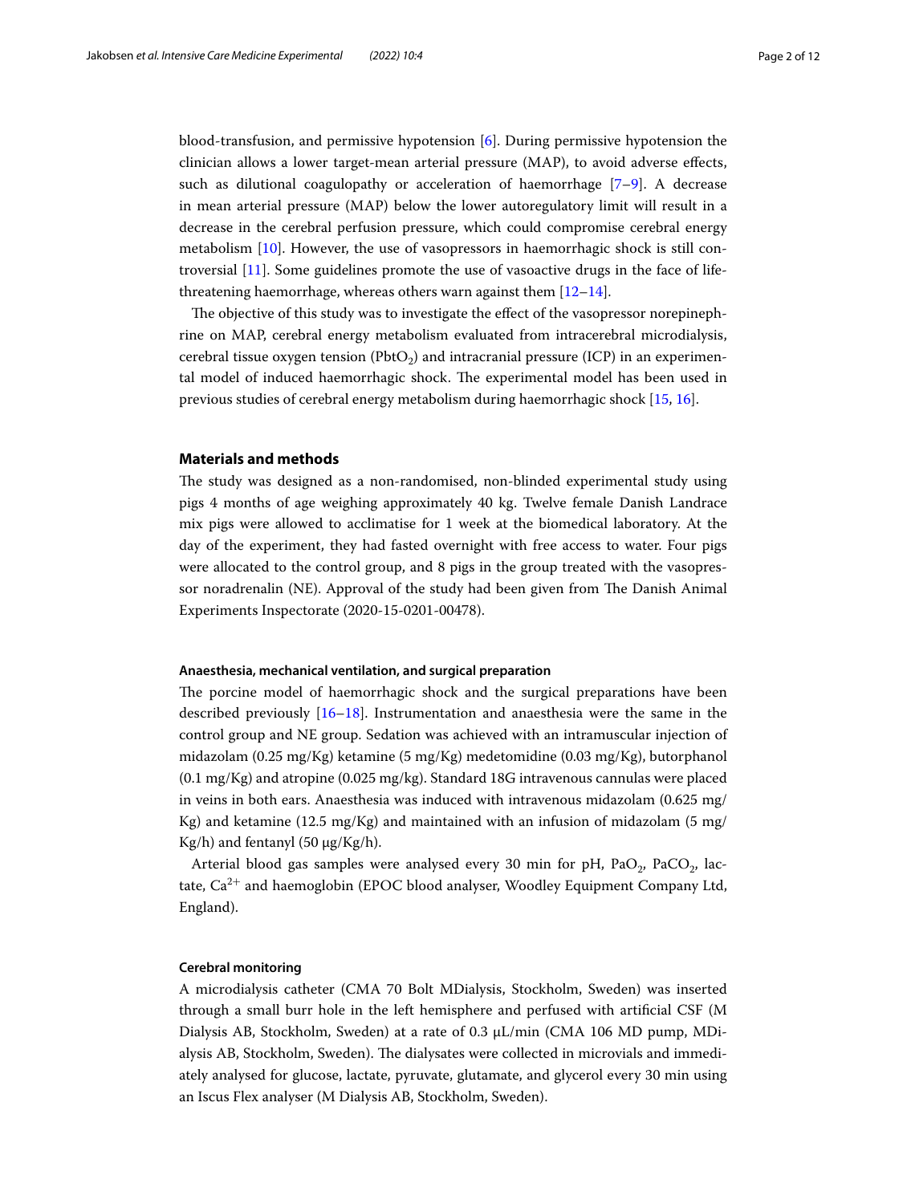blood-transfusion, and permissive hypotension [6]. During permissive hypotension the clinician allows a lower target-mean arterial pressure (MAP), to avoid adverse effects, such as dilutional coagulopathy or acceleration of haemorrhage [7–9]. A decrease in mean arterial pressure (MAP) below the lower autoregulatory limit will result in a decrease in the cerebral perfusion pressure, which could compromise cerebral energy metabolism [10]. However, the use of vasopressors in haemorrhagic shock is still controversial [11]. Some guidelines promote the use of vasoactive drugs in the face of life-threatening haemorrhage, whereas others warn against them [12–14].

The objective of this study was to investigate the effect of the vasopressor norepinephrine on MAP, cerebral energy metabolism evaluated from intracerebral microdialysis, cerebral tissue oxygen tension ($PbtO_2$) and intracranial pressure (ICP) in an experimental model of induced haemorrhagic shock. The experimental model has been used in previous studies of cerebral energy metabolism during haemorrhagic shock [15, 16].

## Materials and methods

The study was designed as a non-randomised, non-blinded experimental study using pigs 4 months of age weighing approximately 40 kg. Twelve female Danish Landrace mix pigs were allowed to acclimatise for 1 week at the biomedical laboratory. At the day of the experiment, they had fasted overnight with free access to water. Four pigs were allocated to the control group, and 8 pigs in the group treated with the vasopressor noradrenalin (NE). Approval of the study had been given from The Danish Animal Experiments Inspectorate (2020-15-0201-00478).

### Anaesthesia, mechanical ventilation, and surgical preparation

The porcine model of haemorrhagic shock and the surgical preparations have been described previously [16–18]. Instrumentation and anaesthesia were the same in the control group and NE group. Sedation was achieved with an intramuscular injection of midazolam (0.25 mg/Kg) ketamine (5 mg/Kg) medetomidine (0.03 mg/Kg), butorphanol (0.1 mg/Kg) and atropine (0.025 mg/kg). Standard 18G intravenous cannulas were placed in veins in both ears. Anaesthesia was induced with intravenous midazolam (0.625 mg/Kg) and ketamine (12.5 mg/Kg) and maintained with an infusion of midazolam (5 mg/Kg/h) and fentanyl (50 μg/Kg/h).

Arterial blood gas samples were analysed every 30 min for pH, $PaO_2$, $PaCO_2$, lactate, $Ca^{2+}$ and haemoglobin (EPOC blood analyser, Woodley Equipment Company Ltd, England).

### Cerebral monitoring

A microdialysis catheter (CMA 70 Bolt MDialysis, Stockholm, Sweden) was inserted through a small burr hole in the left hemisphere and perfused with artificial CSF (M Dialysis AB, Stockholm, Sweden) at a rate of 0.3 μL/min (CMA 106 MD pump, MDialysis AB, Stockholm, Sweden). The dialysates were collected in microvials and immediately analysed for glucose, lactate, pyruvate, glutamate, and glycerol every 30 min using an Iscus Flex analyser (M Dialysis AB, Stockholm, Sweden).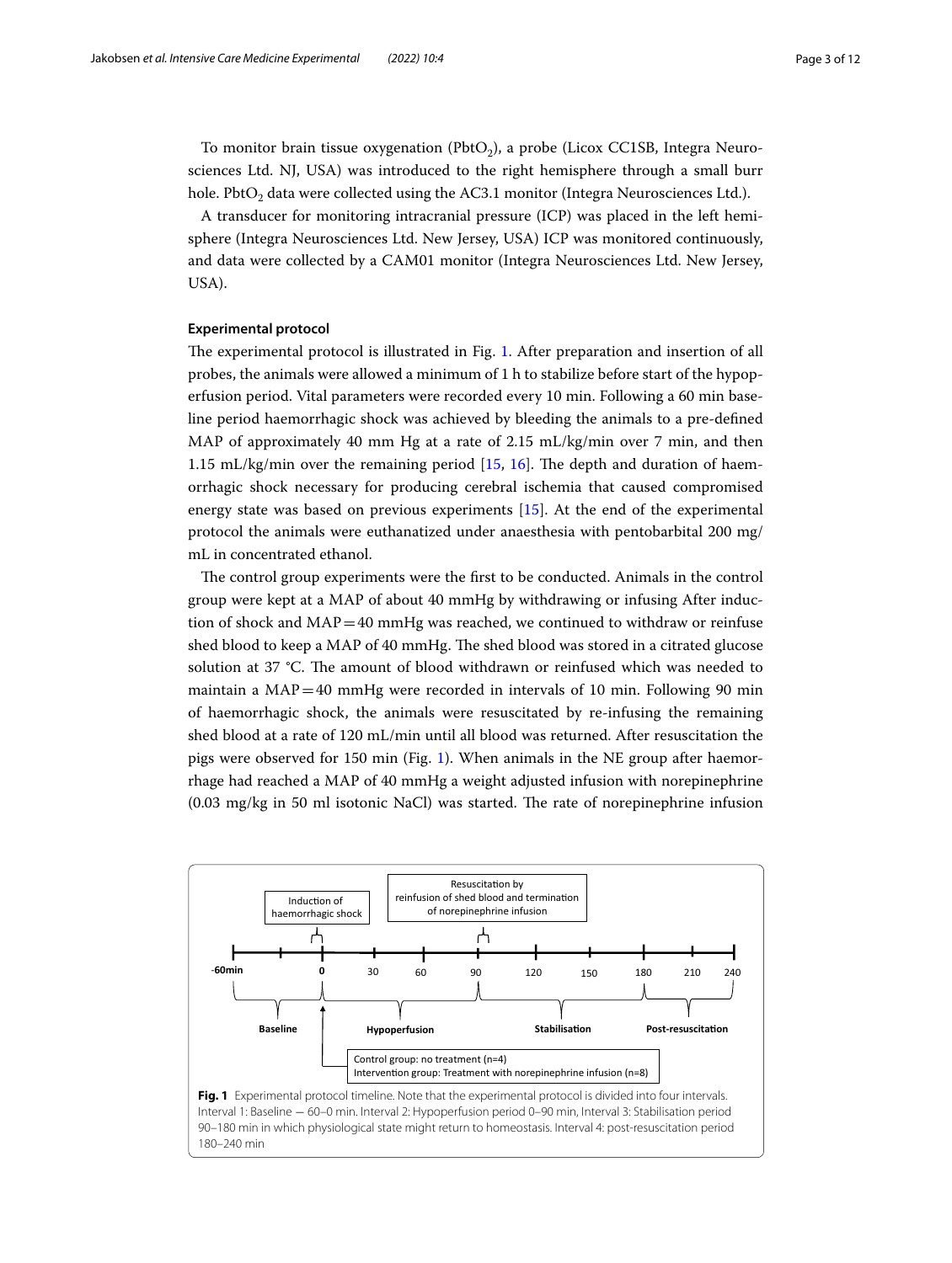To monitor brain tissue oxygenation ($PbtO_2$), a probe (Licox CC1SB, Integra Neurosciences Ltd. NJ, USA) was introduced to the right hemisphere through a small burr hole. $PbtO_2$ data were collected using the AC3.1 monitor (Integra Neurosciences Ltd.).

A transducer for monitoring intracranial pressure (ICP) was placed in the left hemisphere (Integra Neurosciences Ltd. New Jersey, USA) ICP was monitored continuously, and data were collected by a CAM01 monitor (Integra Neurosciences Ltd. New Jersey, USA).

### Experimental protocol

The experimental protocol is illustrated in Fig. 1. After preparation and insertion of all probes, the animals were allowed a minimum of 1 h to stabilize before start of the hypoperfusion period. Vital parameters were recorded every 10 min. Following a 60 min baseline period haemorrhagic shock was achieved by bleeding the animals to a pre-defined MAP of approximately 40 mm Hg at a rate of 2.15 mL/kg/min over 7 min, and then 1.15 mL/kg/min over the remaining period [15, 16]. The depth and duration of haemorrhagic shock necessary for producing cerebral ischemia that caused compromised energy state was based on previous experiments [15]. At the end of the experimental protocol the animals were euthanized under anaesthesia with pentobarbital 200 mg/mL in concentrated ethanol.

The control group experiments were the first to be conducted. Animals in the control group were kept at a MAP of about 40 mmHg by withdrawing or infusing After induction of shock and MAP = 40 mmHg was reached, we continued to withdraw or reinfuse shed blood to keep a MAP of 40 mmHg. The shed blood was stored in a citrated glucose solution at 37 °C. The amount of blood withdrawn or reinfused which was needed to maintain a MAP = 40 mmHg were recorded in intervals of 10 min. Following 90 min of haemorrhagic shock, the animals were resuscitated by re-infusing the remaining shed blood at a rate of 120 mL/min until all blood was returned. After resuscitation the pigs were observed for 150 min (Fig. 1). When animals in the NE group after haemorrhage had reached a MAP of 40 mmHg a weight adjusted infusion with norepinephrine (0.03 mg/kg in 50 ml isotonic NaCl) was started. The rate of norepinephrine infusion

**Fig. 1** Experimental protocol timeline. Note that the experimental protocol is divided into four intervals. Interval 1: Baseline — 60–0 min. Interval 2: Hypoperfusion period 0–90 min, Interval 3: Stabilisation period 90–180 min in which physiological state might return to homeostasis. Interval 4: post-resuscitation period 180–240 min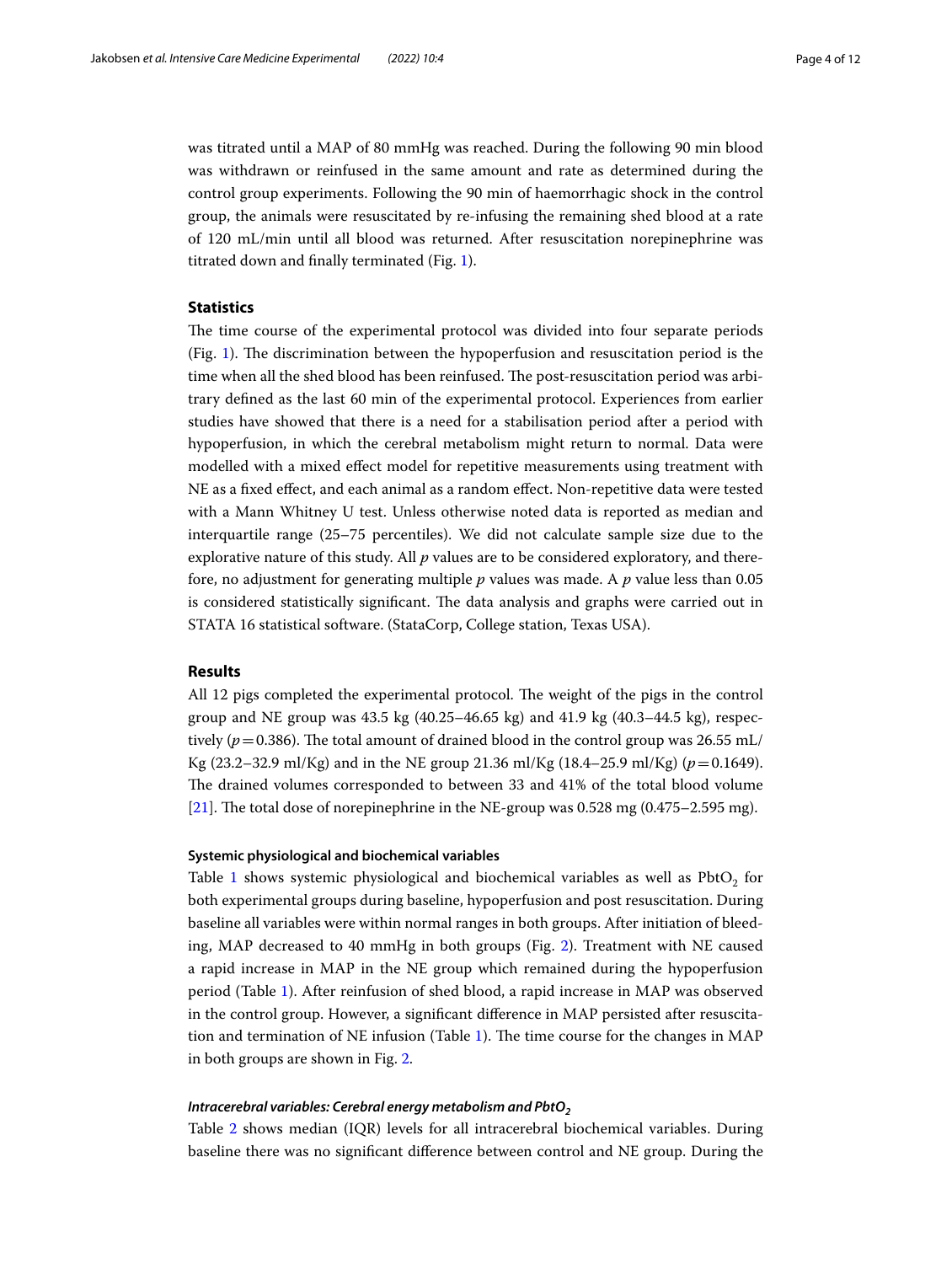was titrated until a MAP of 80 mmHg was reached. During the following 90 min blood was withdrawn or reinfused in the same amount and rate as determined during the control group experiments. Following the 90 min of haemorrhagic shock in the control group, the animals were resuscitated by re-infusing the remaining shed blood at a rate of 120 mL/min until all blood was returned. After resuscitation norepinephrine was titrated down and finally terminated (Fig. 1).

## Statistics

The time course of the experimental protocol was divided into four separate periods (Fig. 1). The discrimination between the hypoperfusion and resuscitation period is the time when all the shed blood has been reinfused. The post-resuscitation period was arbitrary defined as the last 60 min of the experimental protocol. Experiences from earlier studies have showed that there is a need for a stabilisation period after a period with hypoperfusion, in which the cerebral metabolism might return to normal. Data were modelled with a mixed effect model for repetitive measurements using treatment with NE as a fixed effect, and each animal as a random effect. Non-repetitive data were tested with a Mann Whitney U test. Unless otherwise noted data is reported as median and interquartile range (25–75 percentiles). We did not calculate sample size due to the explorative nature of this study. All $p$ values are to be considered exploratory, and therefore, no adjustment for generating multiple $p$ values was made. A $p$ value less than 0.05 is considered statistically significant. The data analysis and graphs were carried out in STATA 16 statistical software. (StataCorp, College station, Texas USA).

## Results

All 12 pigs completed the experimental protocol. The weight of the pigs in the control group and NE group was 43.5 kg (40.25–46.65 kg) and 41.9 kg (40.3–44.5 kg), respectively ($p = 0.386$). The total amount of drained blood in the control group was 26.55 mL/Kg (23.2–32.9 ml/Kg) and in the NE group 21.36 ml/Kg (18.4–25.9 ml/Kg) ($p = 0.1649$). The drained volumes corresponded to between 33 and 41% of the total blood volume [21]. The total dose of norepinephrine in the NE-group was 0.528 mg (0.475–2.595 mg).

### Systemic physiological and biochemical variables

Table 1 shows systemic physiological and biochemical variables as well as $PbtO_2$ for both experimental groups during baseline, hypoperfusion and post resuscitation. During baseline all variables were within normal ranges in both groups. After initiation of bleeding, MAP decreased to 40 mmHg in both groups (Fig. 2). Treatment with NE caused a rapid increase in MAP in the NE group which remained during the hypoperfusion period (Table 1). After reinfusion of shed blood, a rapid increase in MAP was observed in the control group. However, a significant difference in MAP persisted after resuscitation and termination of NE infusion (Table 1). The time course for the changes in MAP in both groups are shown in Fig. 2.

### *Intracerebral variables: Cerebral energy metabolism and $PbtO_2$*

Table 2 shows median (IQR) levels for all intracerebral biochemical variables. During baseline there was no significant difference between control and NE group. During the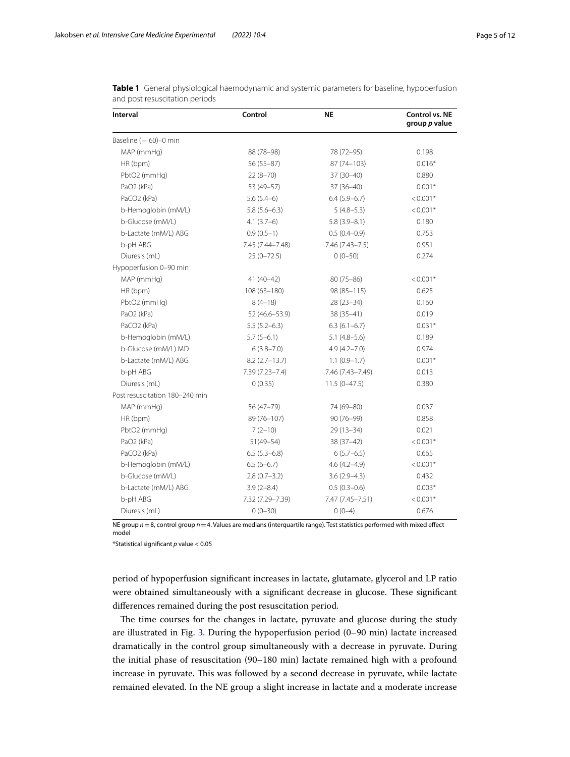**Table 1** General physiological haemodynamic and systemic parameters for baseline, hypoperfusion and post resuscitation periods

| Interval | Control | NE | Control vs. NE group *p* value |
|---|---|---|---|
| Baseline (− 60)–0 min | | | |
| MAP (mmHg) | 88 (78–98) | 78 (72–95) | 0.198 |
| HR (bpm) | 56 (55–87) | 87 (74–103) | 0.016* |
| PbtO2 (mmHg) | 22 (8–70) | 37 (30–40) | 0.880 |
| PaO2 (kPa) | 53 (49–57) | 37 (36–40) | 0.001* |
| PaCO2 (kPa) | 5.6 (5.4–6) | 6.4 (5.9–6.7) | < 0.001* |
| b-Hemoglobin (mM/L) | 5.8 (5.6–6.3) | 5 (4.8–5.3) | < 0.001* |
| b-Glucose (mM/L) | 4.1 (3.7–6) | 5.8 (3.9–8.1) | 0.180 |
| b-Lactate (mM/L) ABG | 0.9 (0.5–1) | 0.5 (0.4–0.9) | 0.753 |
| b-pH ABG | 7.45 (7.44–7.48) | 7.46 (7.43–7.5) | 0.951 |
| Diuresis (mL) | 25 (0–72.5) | 0 (0–50) | 0.274 |
| Hypoperfusion 0–90 min | | | |
| MAP (mmHg) | 41 (40–42) | 80 (75–86) | < 0.001* |
| HR (bpm) | 108 (63–180) | 98 (85–115) | 0.625 |
| PbtO2 (mmHg) | 8 (4–18) | 28 (23–34) | 0.160 |
| PaO2 (kPa) | 52 (46.6–53.9) | 38 (35–41) | 0.019 |
| PaCO2 (kPa) | 5.5 (5.2–6.3) | 6.3 (6.1–6.7) | 0.031* |
| b-Hemoglobin (mM/L) | 5.7 (5–6.1) | 5.1 (4.8–5.6) | 0.189 |
| b-Glucose (mM/L) MD | 6 (3.8–7.0) | 4.9 (4.2–7.0) | 0.974 |
| b-Lactate (mM/L) ABG | 8.2 (2.7–13.7) | 1.1 (0.9–1.7) | 0.001* |
| b-pH ABG | 7.39 (7.23–7.4) | 7.46 (7.43–7.49) | 0.013 |
| Diuresis (mL) | 0 (0.35) | 11.5 (0–47.5) | 0.380 |
| Post resuscitation 180–240 min | | | |
| MAP (mmHg) | 56 (47–79) | 74 (69–80) | 0.037 |
| HR (bpm) | 89 (76–107) | 90 (76–99) | 0.858 |
| PbtO2 (mmHg) | 7 (2–10) | 29 (13–34) | 0.021 |
| PaO2 (kPa) | 51(49–54) | 38 (37–42) | < 0.001* |
| PaCO2 (kPa) | 6.5 (5.3–6.8) | 6 (5.7–6.5) | 0.665 |
| b-Hemoglobin (mM/L) | 6.5 (6–6.7) | 4.6 (4.2–4.9) | < 0.001* |
| b-Glucose (mM/L) | 2.8 (0.7–3.2) | 3.6 (2.9–4.3) | 0.432 |
| b-Lactate (mM/L) ABG | 3.9 (2–8.4) | 0.5 (0.3–0.6) | 0.003* |
| b-pH ABG | 7.32 (7.29–7.39) | 7.47 (7.45–7.51) | < 0.001* |
| Diuresis (mL) | 0 (0–30) | 0 (0–4) | 0.676 |

NE group $n = 8$, control group $n = 4$. Values are medians (interquartile range). Test statistics performed with mixed effect model

*Statistical significant *p* value < 0.05

period of hypoperfusion significant increases in lactate, glutamate, glycerol and LP ratio were obtained simultaneously with a significant decrease in glucose. These significant differences remained during the post resuscitation period.

The time courses for the changes in lactate, pyruvate and glucose during the study are illustrated in Fig. 3. During the hypoperfusion period (0–90 min) lactate increased dramatically in the control group simultaneously with a decrease in pyruvate. During the initial phase of resuscitation (90–180 min) lactate remained high with a profound increase in pyruvate. This was followed by a second decrease in pyruvate, while lactate remained elevated. In the NE group a slight increase in lactate and a moderate increase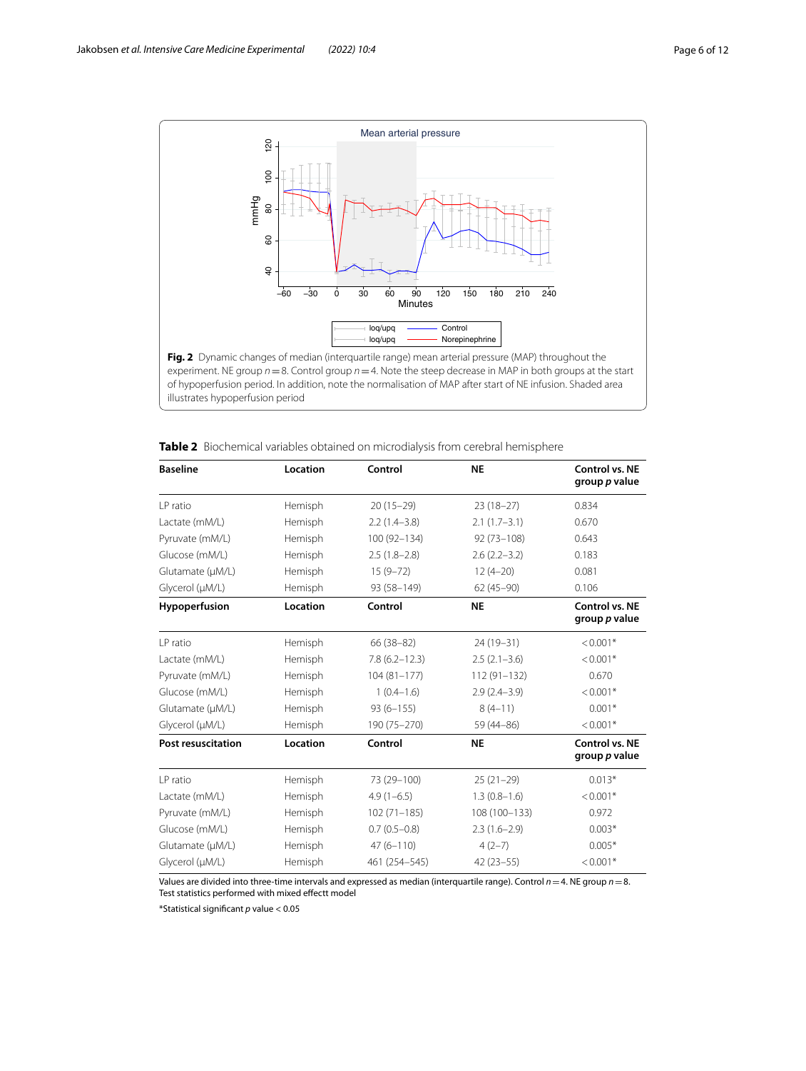**Fig. 2** Dynamic changes of median (interquartile range) mean arterial pressure (MAP) throughout the experiment. NE group $n = 8$. Control group $n = 4$. Note the steep decrease in MAP in both groups at the start of hypoperfusion period. In addition, note the normalisation of MAP after start of NE infusion. Shaded area illustrates hypoperfusion period

**Table 2** Biochemical variables obtained on microdialysis from cerebral hemisphere

| Baseline | Location | Control | NE | Control vs. NE group *p* value |
|---|---|---|---|---|
| LP ratio | Hemisph | 20 (15–29) | 23 (18–27) | 0.834 |
| Lactate (mM/L) | Hemisph | 2.2 (1.4–3.8) | 2.1 (1.7–3.1) | 0.670 |
| Pyruvate (mM/L) | Hemisph | 100 (92–134) | 92 (73–108) | 0.643 |
| Glucose (mM/L) | Hemisph | 2.5 (1.8–2.8) | 2.6 (2.2–3.2) | 0.183 |
| Glutamate (μM/L) | Hemisph | 15 (9–72) | 12 (4–20) | 0.081 |
| Glycerol (μM/L) | Hemisph | 93 (58–149) | 62 (45–90) | 0.106 |
| **Hypoperfusion** | **Location** | **Control** | **NE** | **Control vs. NE group *p* value** |
| LP ratio | Hemisph | 66 (38–82) | 24 (19–31) | < 0.001* |
| Lactate (mM/L) | Hemisph | 7.8 (6.2–12.3) | 2.5 (2.1–3.6) | < 0.001* |
| Pyruvate (mM/L) | Hemisph | 104 (81–177) | 112 (91–132) | 0.670 |
| Glucose (mM/L) | Hemisph | 1 (0.4–1.6) | 2.9 (2.4–3.9) | < 0.001* |
| Glutamate (μM/L) | Hemisph | 93 (6–155) | 8 (4–11) | 0.001* |
| Glycerol (μM/L) | Hemisph | 190 (75–270) | 59 (44–86) | < 0.001* |
| **Post resuscitation** | **Location** | **Control** | **NE** | **Control vs. NE group *p* value** |
| LP ratio | Hemisph | 73 (29–100) | 25 (21–29) | 0.013* |
| Lactate (mM/L) | Hemisph | 4.9 (1–6.5) | 1.3 (0.8–1.6) | < 0.001* |
| Pyruvate (mM/L) | Hemisph | 102 (71–185) | 108 (100–133) | 0.972 |
| Glucose (mM/L) | Hemisph | 0.7 (0.5–0.8) | 2.3 (1.6–2.9) | 0.003* |
| Glutamate (μM/L) | Hemisph | 47 (6–110) | 4 (2–7) | 0.005* |
| Glycerol (μM/L) | Hemisph | 461 (254–545) | 42 (23–55) | < 0.001* |

Values are divided into three-time intervals and expressed as median (interquartile range). Control $n = 4$. NE group $n = 8$. Test statistics performed with mixed effectt model

*Statistical significant *p* value < 0.05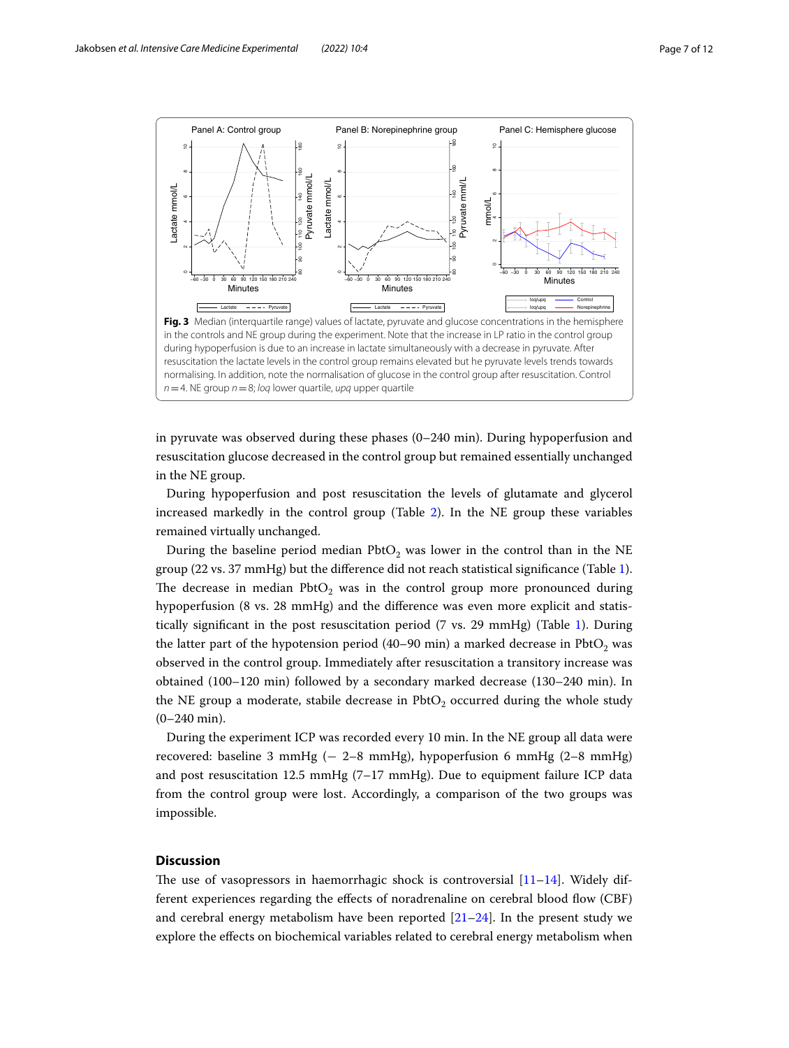**Fig. 3** Median (interquartile range) values of lactate, pyruvate and glucose concentrations in the hemisphere in the controls and NE group during the experiment. Note that the increase in LP ratio in the control group during hypoperfusion is due to an increase in lactate simultaneously with a decrease in pyruvate. After resuscitation the lactate levels in the control group remains elevated but he pyruvate levels trends towards normalising. In addition, note the normalisation of glucose in the control group after resuscitation. Control $n = 4$. NE group $n = 8$; *loq* lower quartile, *upq* upper quartile

in pyruvate was observed during these phases (0–240 min). During hypoperfusion and resuscitation glucose decreased in the control group but remained essentially unchanged in the NE group.

During hypoperfusion and post resuscitation the levels of glutamate and glycerol increased markedly in the control group (Table 2). In the NE group these variables remained virtually unchanged.

During the baseline period median $PbtO_2$ was lower in the control than in the NE group (22 vs. 37 mmHg) but the difference did not reach statistical significance (Table 1). The decrease in median $PbtO_2$ was in the control group more pronounced during hypoperfusion (8 vs. 28 mmHg) and the difference was even more explicit and statistically significant in the post resuscitation period (7 vs. 29 mmHg) (Table 1). During the latter part of the hypotension period (40–90 min) a marked decrease in $PbtO_2$ was observed in the control group. Immediately after resuscitation a transitory increase was obtained (100–120 min) followed by a secondary marked decrease (130–240 min). In the NE group a moderate, stabile decrease in $PbtO_2$ occurred during the whole study (0–240 min).

During the experiment ICP was recorded every 10 min. In the NE group all data were recovered: baseline 3 mmHg (− 2–8 mmHg), hypoperfusion 6 mmHg (2–8 mmHg) and post resuscitation 12.5 mmHg (7–17 mmHg). Due to equipment failure ICP data from the control group were lost. Accordingly, a comparison of the two groups was impossible.

## Discussion

The use of vasopressors in haemorrhagic shock is controversial [11–14]. Widely different experiences regarding the effects of noradrenaline on cerebral blood flow (CBF) and cerebral energy metabolism have been reported [21–24]. In the present study we explore the effects on biochemical variables related to cerebral energy metabolism when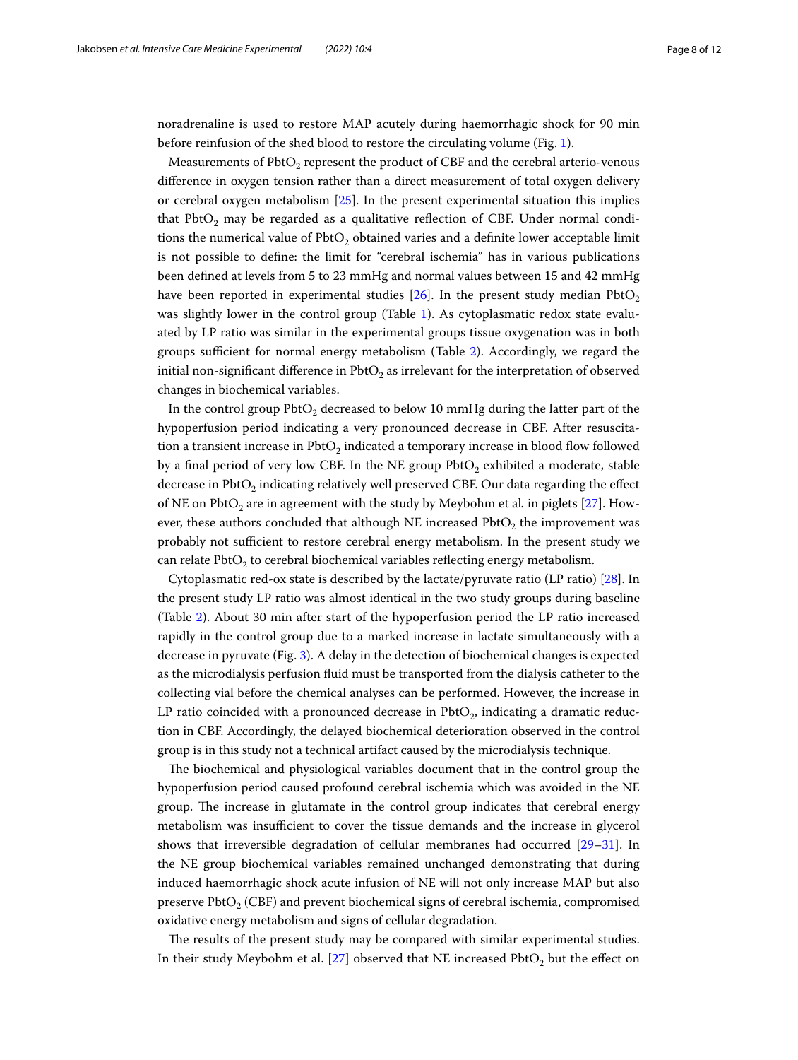noradrenaline is used to restore MAP acutely during haemorrhagic shock for 90 min before reinfusion of the shed blood to restore the circulating volume (Fig. 1).

Measurements of $PbtO_2$ represent the product of CBF and the cerebral arterio-venous difference in oxygen tension rather than a direct measurement of total oxygen delivery or cerebral oxygen metabolism [25]. In the present experimental situation this implies that $PbtO_2$ may be regarded as a qualitative reflection of CBF. Under normal conditions the numerical value of $PbtO_2$ obtained varies and a definite lower acceptable limit is not possible to define: the limit for "cerebral ischemia" has in various publications been defined at levels from 5 to 23 mmHg and normal values between 15 and 42 mmHg have been reported in experimental studies [26]. In the present study median $PbtO_2$ was slightly lower in the control group (Table 1). As cytoplasmatic redox state evaluated by LP ratio was similar in the experimental groups tissue oxygenation was in both groups sufficient for normal energy metabolism (Table 2). Accordingly, we regard the initial non-significant difference in $PbtO_2$ as irrelevant for the interpretation of observed changes in biochemical variables.

In the control group $PbtO_2$ decreased to below 10 mmHg during the latter part of the hypoperfusion period indicating a very pronounced decrease in CBF. After resuscitation a transient increase in $PbtO_2$ indicated a temporary increase in blood flow followed by a final period of very low CBF. In the NE group $PbtO_2$ exhibited a moderate, stable decrease in $PbtO_2$ indicating relatively well preserved CBF. Our data regarding the effect of NE on $PbtO_2$ are in agreement with the study by Meybohm et al. in piglets [27]. However, these authors concluded that although NE increased $PbtO_2$ the improvement was probably not sufficient to restore cerebral energy metabolism. In the present study we can relate $PbtO_2$ to cerebral biochemical variables reflecting energy metabolism.

Cytoplasmatic red-ox state is described by the lactate/pyruvate ratio (LP ratio) [28]. In the present study LP ratio was almost identical in the two study groups during baseline (Table 2). About 30 min after start of the hypoperfusion period the LP ratio increased rapidly in the control group due to a marked increase in lactate simultaneously with a decrease in pyruvate (Fig. 3). A delay in the detection of biochemical changes is expected as the microdialysis perfusion fluid must be transported from the dialysis catheter to the collecting vial before the chemical analyses can be performed. However, the increase in LP ratio coincided with a pronounced decrease in $PbtO_2$, indicating a dramatic reduction in CBF. Accordingly, the delayed biochemical deterioration observed in the control group is in this study not a technical artifact caused by the microdialysis technique.

The biochemical and physiological variables document that in the control group the hypoperfusion period caused profound cerebral ischemia which was avoided in the NE group. The increase in glutamate in the control group indicates that cerebral energy metabolism was insufficient to cover the tissue demands and the increase in glycerol shows that irreversible degradation of cellular membranes had occurred [29–31]. In the NE group biochemical variables remained unchanged demonstrating that during induced haemorrhagic shock acute infusion of NE will not only increase MAP but also preserve $PbtO_2$ (CBF) and prevent biochemical signs of cerebral ischemia, compromised oxidative energy metabolism and signs of cellular degradation.

The results of the present study may be compared with similar experimental studies. In their study Meybohm et al. [27] observed that NE increased $PbtO_2$ but the effect on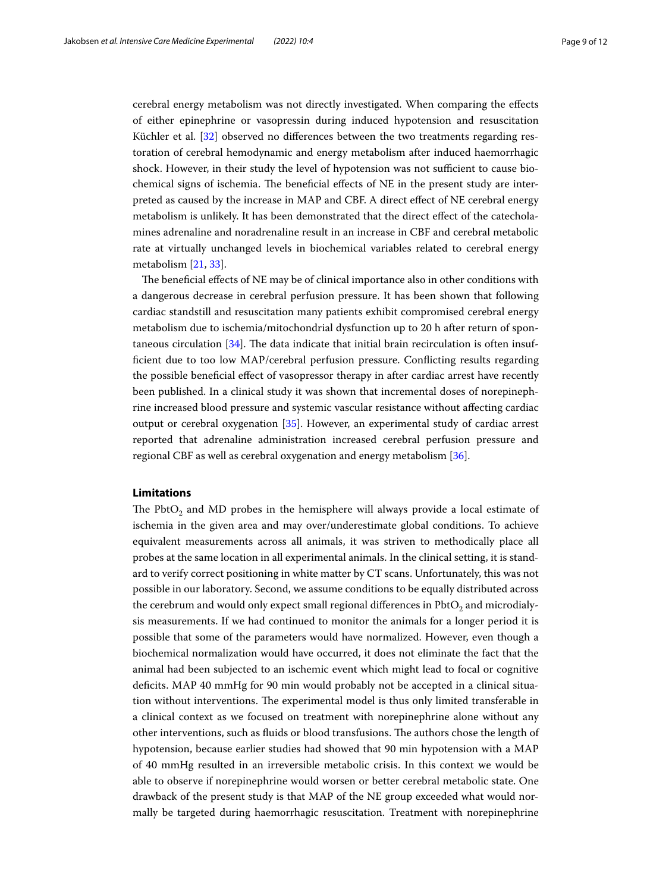cerebral energy metabolism was not directly investigated. When comparing the effects of either epinephrine or vasopressin during induced hypotension and resuscitation Küchler et al. [32] observed no differences between the two treatments regarding restoration of cerebral hemodynamic and energy metabolism after induced haemorrhagic shock. However, in their study the level of hypotension was not sufficient to cause biochemical signs of ischemia. The beneficial effects of NE in the present study are interpreted as caused by the increase in MAP and CBF. A direct effect of NE cerebral energy metabolism is unlikely. It has been demonstrated that the direct effect of the catecholamines adrenaline and noradrenaline result in an increase in CBF and cerebral metabolic rate at virtually unchanged levels in biochemical variables related to cerebral energy metabolism [21, 33].

The beneficial effects of NE may be of clinical importance also in other conditions with a dangerous decrease in cerebral perfusion pressure. It has been shown that following cardiac standstill and resuscitation many patients exhibit compromised cerebral energy metabolism due to ischemia/mitochondrial dysfunction up to 20 h after return of spontaneous circulation [34]. The data indicate that initial brain recirculation is often insufficient due to too low MAP/cerebral perfusion pressure. Conflicting results regarding the possible beneficial effect of vasopressor therapy in after cardiac arrest have recently been published. In a clinical study it was shown that incremental doses of norepinephrine increased blood pressure and systemic vascular resistance without affecting cardiac output or cerebral oxygenation [35]. However, an experimental study of cardiac arrest reported that adrenaline administration increased cerebral perfusion pressure and regional CBF as well as cerebral oxygenation and energy metabolism [36].

## Limitations

The $PbtO_2$ and MD probes in the hemisphere will always provide a local estimate of ischemia in the given area and may over/underestimate global conditions. To achieve equivalent measurements across all animals, it was striven to methodically place all probes at the same location in all experimental animals. In the clinical setting, it is standard to verify correct positioning in white matter by CT scans. Unfortunately, this was not possible in our laboratory. Second, we assume conditions to be equally distributed across the cerebrum and would only expect small regional differences in $PbtO_2$ and microdialysis measurements. If we had continued to monitor the animals for a longer period it is possible that some of the parameters would have normalized. However, even though a biochemical normalization would have occurred, it does not eliminate the fact that the animal had been subjected to an ischemic event which might lead to focal or cognitive deficits. MAP 40 mmHg for 90 min would probably not be accepted in a clinical situation without interventions. The experimental model is thus only limited transferable in a clinical context as we focused on treatment with norepinephrine alone without any other interventions, such as fluids or blood transfusions. The authors chose the length of hypotension, because earlier studies had showed that 90 min hypotension with a MAP of 40 mmHg resulted in an irreversible metabolic crisis. In this context we would be able to observe if norepinephrine would worsen or better cerebral metabolic state. One drawback of the present study is that MAP of the NE group exceeded what would normally be targeted during haemorrhagic resuscitation. Treatment with norepinephrine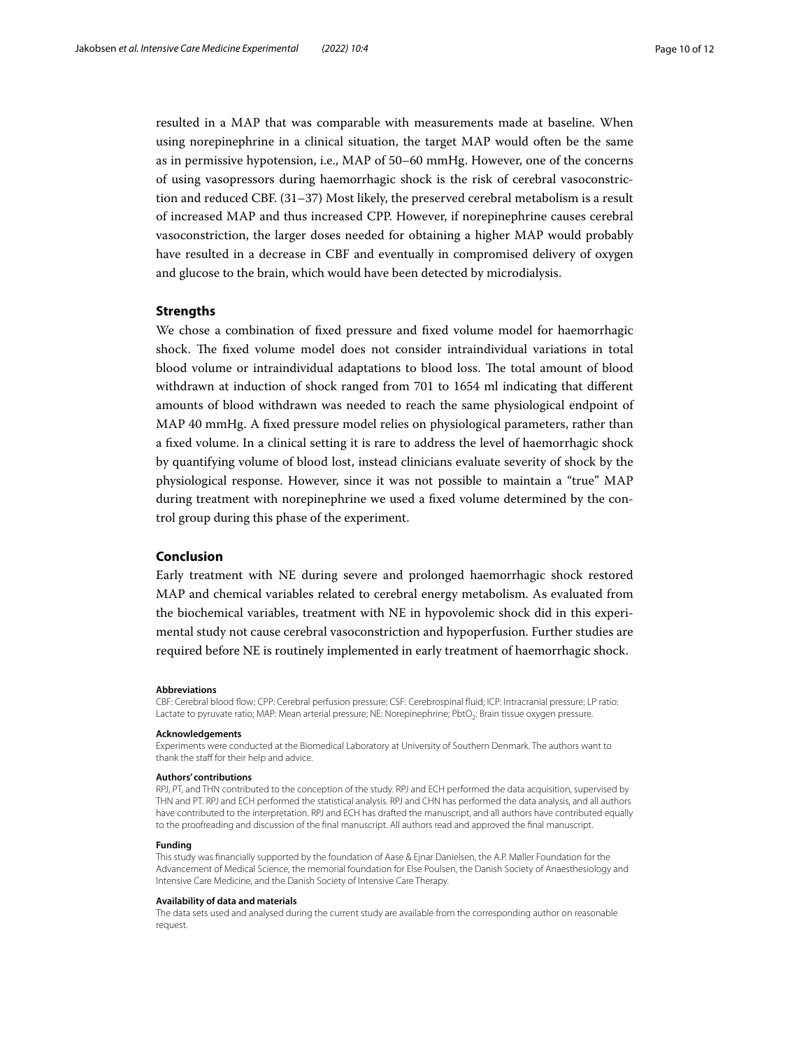resulted in a MAP that was comparable with measurements made at baseline. When using norepinephrine in a clinical situation, the target MAP would often be the same as in permissive hypotension, i.e., MAP of 50–60 mmHg. However, one of the concerns of using vasopressors during haemorrhagic shock is the risk of cerebral vasoconstriction and reduced CBF. (31–37) Most likely, the preserved cerebral metabolism is a result of increased MAP and thus increased CPP. However, if norepinephrine causes cerebral vasoconstriction, the larger doses needed for obtaining a higher MAP would probably have resulted in a decrease in CBF and eventually in compromised delivery of oxygen and glucose to the brain, which would have been detected by microdialysis.

## Strengths

We chose a combination of fixed pressure and fixed volume model for haemorrhagic shock. The fixed volume model does not consider intraindividual variations in total blood volume or intraindividual adaptations to blood loss. The total amount of blood withdrawn at induction of shock ranged from 701 to 1654 ml indicating that different amounts of blood withdrawn was needed to reach the same physiological endpoint of MAP 40 mmHg. A fixed pressure model relies on physiological parameters, rather than a fixed volume. In a clinical setting it is rare to address the level of haemorrhagic shock by quantifying volume of blood lost, instead clinicians evaluate severity of shock by the physiological response. However, since it was not possible to maintain a "true" MAP during treatment with norepinephrine we used a fixed volume determined by the control group during this phase of the experiment.

## Conclusion

Early treatment with NE during severe and prolonged haemorrhagic shock restored MAP and chemical variables related to cerebral energy metabolism. As evaluated from the biochemical variables, treatment with NE in hypovolemic shock did in this experimental study not cause cerebral vasoconstriction and hypoperfusion. Further studies are required before NE is routinely implemented in early treatment of haemorrhagic shock.

#### Abbreviations

CBF: Cerebral blood flow; CPP: Cerebral perfusion pressure; CSF: Cerebrospinal fluid; ICP: Intracranial pressure; LP ratio: Lactate to pyruvate ratio; MAP: Mean arterial pressure; NE: Norepinephrine; $PbtO_2$: Brain tissue oxygen pressure.

#### Acknowledgements

Experiments were conducted at the Biomedical Laboratory at University of Southern Denmark. The authors want to thank the staff for their help and advice.

#### Authors' contributions

RPJ, PT, and THN contributed to the conception of the study. RPJ and ECH performed the data acquisition, supervised by THN and PT. RPJ and ECH performed the statistical analysis. RPJ and CHN has performed the data analysis, and all authors have contributed to the interpretation. RPJ and ECH has drafted the manuscript, and all authors have contributed equally to the proofreading and discussion of the final manuscript. All authors read and approved the final manuscript.

#### Funding

This study was financially supported by the foundation of Aase & Ejnar Danielsen, the A.P. Møller Foundation for the Advancement of Medical Science, the memorial foundation for Else Poulsen, the Danish Society of Anaesthesiology and Intensive Care Medicine, and the Danish Society of Intensive Care Therapy.

#### Availability of data and materials

The data sets used and analysed during the current study are available from the corresponding author on reasonable request.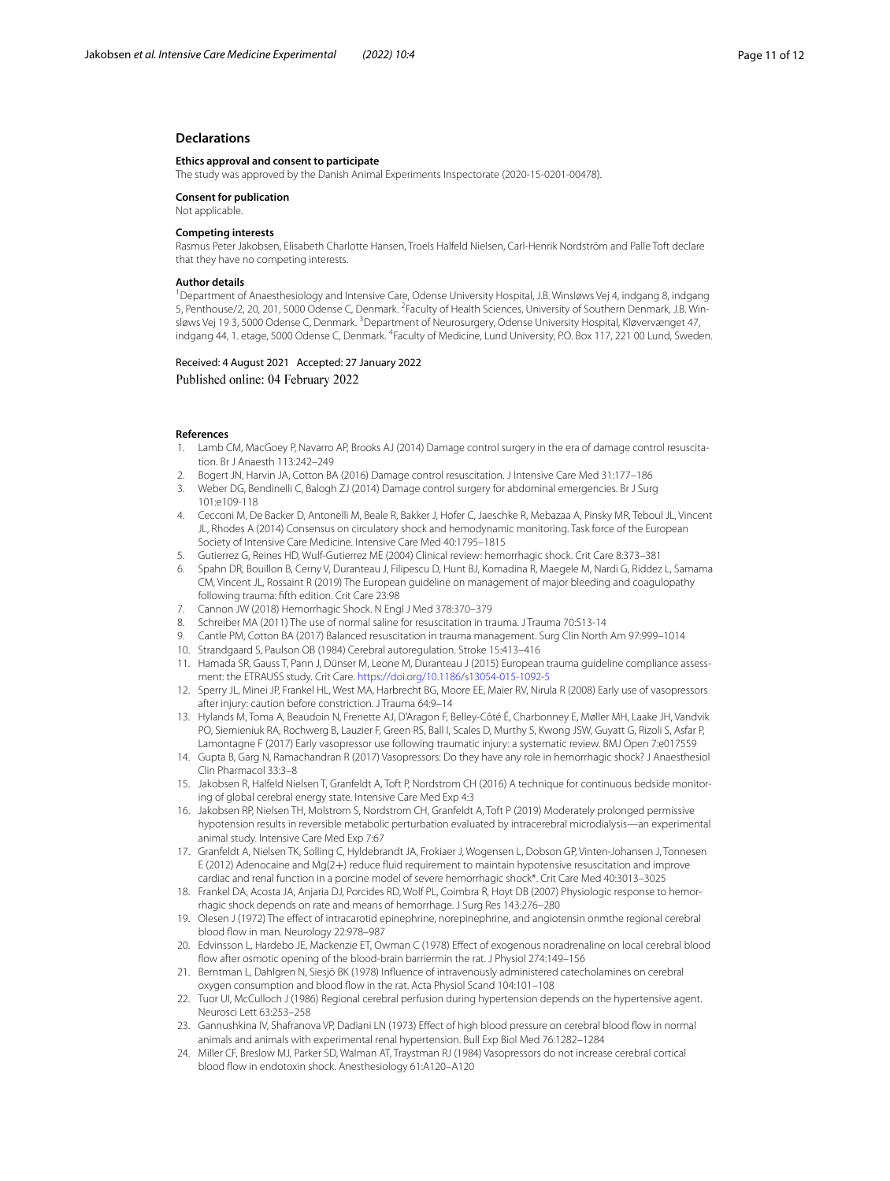## Declarations

### Ethics approval and consent to participate

The study was approved by the Danish Animal Experiments Inspectorate (2020-15-0201-00478).

### Consent for publication

Not applicable.

### Competing interests

Rasmus Peter Jakobsen, Elisabeth Charlotte Hansen, Troels Halfeld Nielsen, Carl-Henrik Nordström and Palle Toft declare that they have no competing interests.

### Author details

[1]Department of Anaesthesiology and Intensive Care, Odense University Hospital, J.B. Winsløws Vej 4, indgang 8, indgang 5, Penthouse/2, 20, 201, 5000 Odense C, Denmark. [2]Faculty of Health Sciences, University of Southern Denmark, J.B. Winsløws Vej 19 3, 5000 Odense C, Denmark. [3]Department of Neurosurgery, Odense University Hospital, Kløvervænget 47, indgang 44, 1. etage, 5000 Odense C, Denmark. [4]Faculty of Medicine, Lund University, P.O. Box 117, 221 00 Lund, Sweden.

Received: 4 August 2021 Accepted: 27 January 2022
Published online: 04 February 2022

### References

1. Lamb CM, MacGoey P, Navarro AP, Brooks AJ (2014) Damage control surgery in the era of damage control resuscitation. Br J Anaesth 113:242–249
2. Bogert JN, Harvin JA, Cotton BA (2016) Damage control resuscitation. J Intensive Care Med 31:177–186
3. Weber DG, Bendinelli C, Balogh ZJ (2014) Damage control surgery for abdominal emergencies. Br J Surg 101:e109-118
4. Cecconi M, De Backer D, Antonelli M, Beale R, Bakker J, Hofer C, Jaeschke R, Mebazaa A, Pinsky MR, Teboul JL, Vincent JL, Rhodes A (2014) Consensus on circulatory shock and hemodynamic monitoring. Task force of the European Society of Intensive Care Medicine. Intensive Care Med 40:1795–1815
5. Gutierrez G, Reines HD, Wulf-Gutierrez ME (2004) Clinical review: hemorrhagic shock. Crit Care 8:373–381
6. Spahn DR, Bouillon B, Cerny V, Duranteau J, Filipescu D, Hunt BJ, Komadina R, Maegele M, Nardi G, Riddez L, Samama CM, Vincent JL, Rossaint R (2019) The European guideline on management of major bleeding and coagulopathy following trauma: fifth edition. Crit Care 23:98
7. Cannon JW (2018) Hemorrhagic Shock. N Engl J Med 378:370–379
8. Schreiber MA (2011) The use of normal saline for resuscitation in trauma. J Trauma 70:S13-14
9. Cantle PM, Cotton BA (2017) Balanced resuscitation in trauma management. Surg Clin North Am 97:999–1014
10. Strandgaard S, Paulson OB (1984) Cerebral autoregulation. Stroke 15:413–416
11. Hamada SR, Gauss T, Pann J, Dünser M, Leone M, Duranteau J (2015) European trauma guideline compliance assessment: the ETRAUSS study. Crit Care. https://doi.org/10.1186/s13054-015-1092-5
12. Sperry JL, Minei JP, Frankel HL, West MA, Harbrecht BG, Moore EE, Maier RV, Nirula R (2008) Early use of vasopressors after injury: caution before constriction. J Trauma 64:9–14
13. Hylands M, Toma A, Beaudoin N, Frenette AJ, D'Aragon F, Belley-Côté É, Charbonney E, Møller MH, Laake JH, Vandvik PO, Siemieniuk RA, Rochwerg B, Lauzier F, Green RS, Ball I, Scales D, Murthy S, Kwong JSW, Guyatt G, Rizoli S, Asfar P, Lamontagne F (2017) Early vasopressor use following traumatic injury: a systematic review. BMJ Open 7:e017559
14. Gupta B, Garg N, Ramachandran R (2017) Vasopressors: Do they have any role in hemorrhagic shock? J Anaesthesiol Clin Pharmacol 33:3–8
15. Jakobsen R, Halfeld Nielsen T, Granfeldt A, Toft P, Nordstrom CH (2016) A technique for continuous bedside monitoring of global cerebral energy state. Intensive Care Med Exp 4:3
16. Jakobsen RP, Nielsen TH, Molstrom S, Nordstrom CH, Granfeldt A, Toft P (2019) Moderately prolonged permissive hypotension results in reversible metabolic perturbation evaluated by intracerebral microdialysis—an experimental animal study. Intensive Care Med Exp 7:67
17. Granfeldt A, Nielsen TK, Solling C, Hyldebrandt JA, Frokiaer J, Wogensen L, Dobson GP, Vinten-Johansen J, Tonnesen E (2012) Adenocaine and Mg(2+) reduce fluid requirement to maintain hypotensive resuscitation and improve cardiac and renal function in a porcine model of severe hemorrhagic shock*. Crit Care Med 40:3013–3025
18. Frankel DA, Acosta JA, Anjaria DJ, Porcides RD, Wolf PL, Coimbra R, Hoyt DB (2007) Physiologic response to hemorrhagic shock depends on rate and means of hemorrhage. J Surg Res 143:276–280
19. Olesen J (1972) The effect of intracarotid epinephrine, norepinephrine, and angiotensin onmthe regional cerebral blood flow in man. Neurology 22:978–987
20. Edvinsson L, Hardebo JE, Mackenzie ET, Owman C (1978) Effect of exogenous noradrenaline on local cerebral blood flow after osmotic opening of the blood-brain barriermin the rat. J Physiol 274:149–156
21. Berntman L, Dahlgren N, Siesjö BK (1978) Influence of intravenously administered catecholamines on cerebral oxygen consumption and blood flow in the rat. Acta Physiol Scand 104:101–108
22. Tuor UI, McCulloch J (1986) Regional cerebral perfusion during hypertension depends on the hypertensive agent. Neurosci Lett 63:253–258
23. Gannushkina IV, Shafranova VP, Dadiani LN (1973) Effect of high blood pressure on cerebral blood flow in normal animals and animals with experimental renal hypertension. Bull Exp Biol Med 76:1282–1284
24. Miller CF, Breslow MJ, Parker SD, Walman AT, Traystman RJ (1984) Vasopressors do not increase cerebral cortical blood flow in endotoxin shock. Anesthesiology 61:A120–A120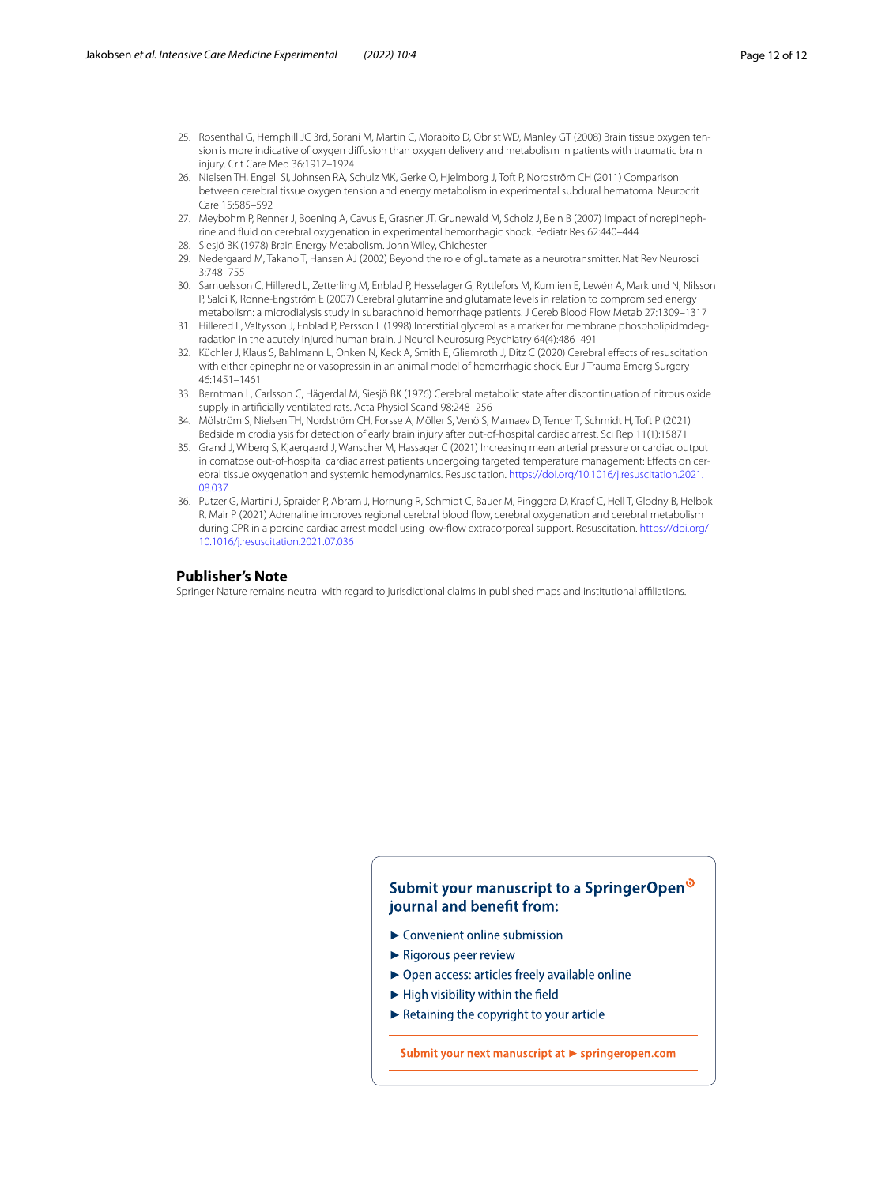25. Rosenthal G, Hemphill JC 3rd, Sorani M, Martin C, Morabito D, Obrist WD, Manley GT (2008) Brain tissue oxygen tension is more indicative of oxygen diffusion than oxygen delivery and metabolism in patients with traumatic brain injury. Crit Care Med 36:1917–1924
26. Nielsen TH, Engell SI, Johnsen RA, Schulz MK, Gerke O, Hjelmborg J, Toft P, Nordström CH (2011) Comparison between cerebral tissue oxygen tension and energy metabolism in experimental subdural hematoma. Neurocrit Care 15:585–592
27. Meybohm P, Renner J, Boening A, Cavus E, Grasner JT, Grunewald M, Scholz J, Bein B (2007) Impact of norepinephrine and fluid on cerebral oxygenation in experimental hemorrhagic shock. Pediatr Res 62:440–444
28. Siesjö BK (1978) Brain Energy Metabolism. John Wiley, Chichester
29. Nedergaard M, Takano T, Hansen AJ (2002) Beyond the role of glutamate as a neurotransmitter. Nat Rev Neurosci 3:748–755
30. Samuelsson C, Hillered L, Zetterling M, Enblad P, Hesselager G, Ryttlefors M, Kumlien E, Lewén A, Marklund N, Nilsson P, Salci K, Ronne-Engström E (2007) Cerebral glutamine and glutamate levels in relation to compromised energy metabolism: a microdialysis study in subarachnoid hemorrhage patients. J Cereb Blood Flow Metab 27:1309–1317
31. Hillered L, Valtysson J, Enblad P, Persson L (1998) Interstitial glycerol as a marker for membrane phospholipidmdegradation in the acutely injured human brain. J Neurol Neurosurg Psychiatry 64(4):486–491
32. Küchler J, Klaus S, Bahlmann L, Onken N, Keck A, Smith E, Gliemroth J, Ditz C (2020) Cerebral effects of resuscitation with either epinephrine or vasopressin in an animal model of hemorrhagic shock. Eur J Trauma Emerg Surgery 46:1451–1461
33. Berntman L, Carlsson C, Hägerdal M, Siesjö BK (1976) Cerebral metabolic state after discontinuation of nitrous oxide supply in artificially ventilated rats. Acta Physiol Scand 98:248–256
34. Mölström S, Nielsen TH, Nordström CH, Forsse A, Möller S, Venö S, Mamaev D, Tencer T, Schmidt H, Toft P (2021) Bedside microdialysis for detection of early brain injury after out-of-hospital cardiac arrest. Sci Rep 11(1):15871
35. Grand J, Wiberg S, Kjaergaard J, Wanscher M, Hassager C (2021) Increasing mean arterial pressure or cardiac output in comatose out-of-hospital cardiac arrest patients undergoing targeted temperature management: Effects on cerebral tissue oxygenation and systemic hemodynamics. Resuscitation. https://doi.org/10.1016/j.resuscitation.2021.08.037
36. Putzer G, Martini J, Spraider P, Abram J, Hornung R, Schmidt C, Bauer M, Pinggera D, Krapf C, Hell T, Glodny B, Helbok R, Mair P (2021) Adrenaline improves regional cerebral blood flow, cerebral oxygenation and cerebral metabolism during CPR in a porcine cardiac arrest model using low-flow extracorporeal support. Resuscitation. https://doi.org/10.1016/j.resuscitation.2021.07.036

## Publisher's Note

Springer Nature remains neutral with regard to jurisdictional claims in published maps and institutional affiliations.

**Submit your manuscript to a SpringerOpen journal and benefit from:**

- Convenient online submission
- Rigorous peer review
- Open access: articles freely available online
- High visibility within the field
- Retaining the copyright to your article

**Submit your next manuscript at ▶ springeropen.com**